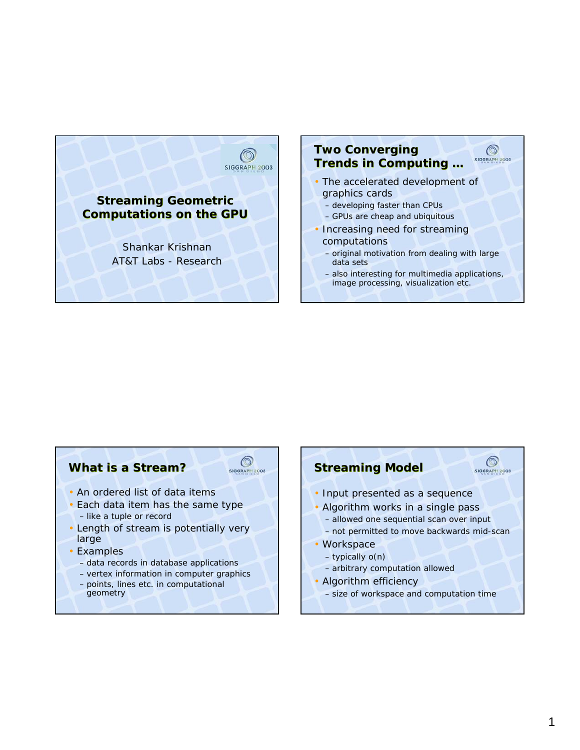# Streaming Geometric Computations on the GPU

Shankar Krishnan
AT&T Labs - Research

## Two Converging Trends in Computing …

- The accelerated development of graphics cards
  - developing faster than CPUs
  - GPUs are cheap and ubiquitous
- Increasing need for streaming computations
  - original motivation from dealing with large data sets
  - also interesting for multimedia applications, image processing, visualization etc.

## What is a Stream?

- An ordered list of data items
- Each data item has the same type
  - like a tuple or record
- Length of stream is potentially very large
- Examples
  - data records in database applications
  - vertex information in computer graphics
  - points, lines etc. in computational geometry

## Streaming Model

- Input presented as a sequence
- Algorithm works in a single pass
  - allowed one sequential scan over input
  - not permitted to move backwards mid-scan
- Workspace
  - typically $o(n)$
  - arbitrary computation allowed
- Algorithm efficiency
  - size of workspace and computation time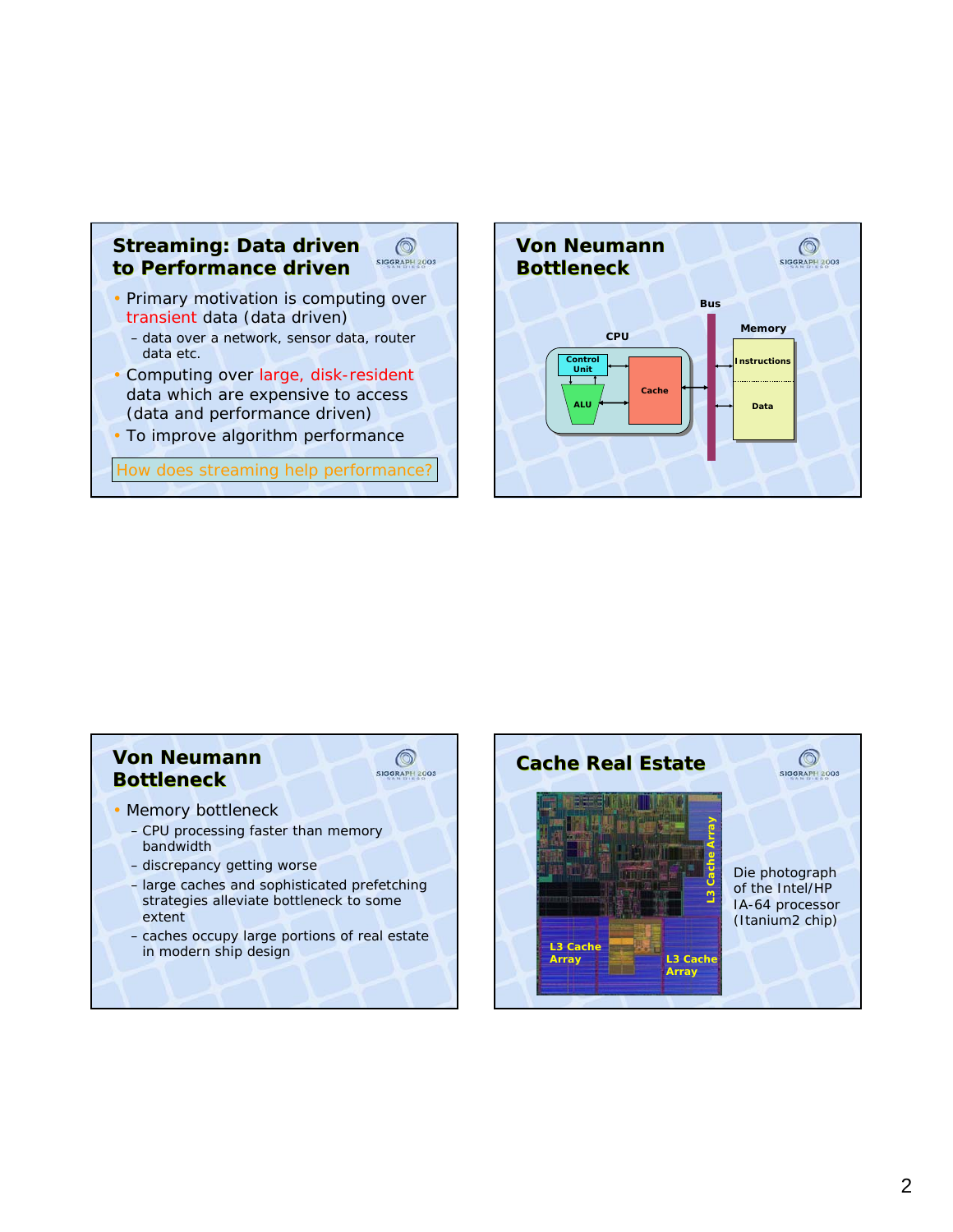## Streaming: Data driven to Performance driven

- Primary motivation is computing over transient data (data driven)
  - data over a network, sensor data, router data etc.
- Computing over large, disk-resident data which are expensive to access (data and performance driven)
- To improve algorithm performance

How does streaming help performance?

## Von Neumann Bottleneck

CPU

Control Unit

ALU

Cache

Bus

Memory

Instructions

Data

## Von Neumann Bottleneck

- Memory bottleneck
  - CPU processing faster than memory bandwidth
  - discrepancy getting worse
  - large caches and sophisticated prefetching strategies alleviate bottleneck to some extent
  - caches occupy large portions of real estate in modern ship design

## Cache Real Estate

L3 Cache Array

L3 Cache Array

L3 Cache Array

Die photograph of the Intel/HP IA-64 processor (Itanium2 chip)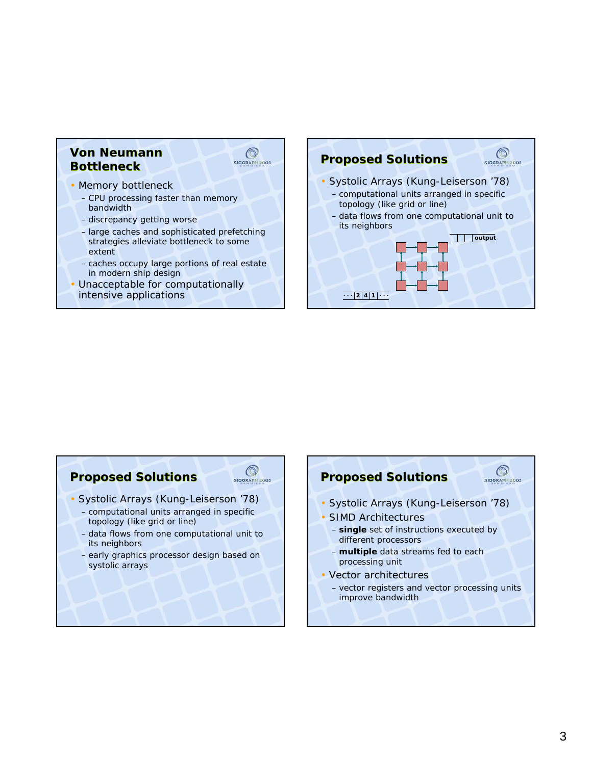## Von Neumann Bottleneck

- Memory bottleneck
  - CPU processing faster than memory bandwidth
  - discrepancy getting worse
  - large caches and sophisticated prefetching strategies alleviate bottleneck to some extent
  - caches occupy large portions of real estate in modern ship design
- Unacceptable for computationally intensive applications

## Proposed Solutions

- Systolic Arrays (Kung-Leiserson '78)
  - computational units arranged in specific topology (like grid or line)
  - data flows from one computational unit to its neighbors

output

··· 2 4 1 ···

## Proposed Solutions

- Systolic Arrays (Kung-Leiserson '78)
  - computational units arranged in specific topology (like grid or line)
  - data flows from one computational unit to its neighbors
  - early graphics processor design based on systolic arrays

## Proposed Solutions

- Systolic Arrays (Kung-Leiserson '78)
- SIMD Architectures
  - **single** set of instructions executed by different processors
  - **multiple** data streams fed to each processing unit
- Vector architectures
  - vector registers and vector processing units improve bandwidth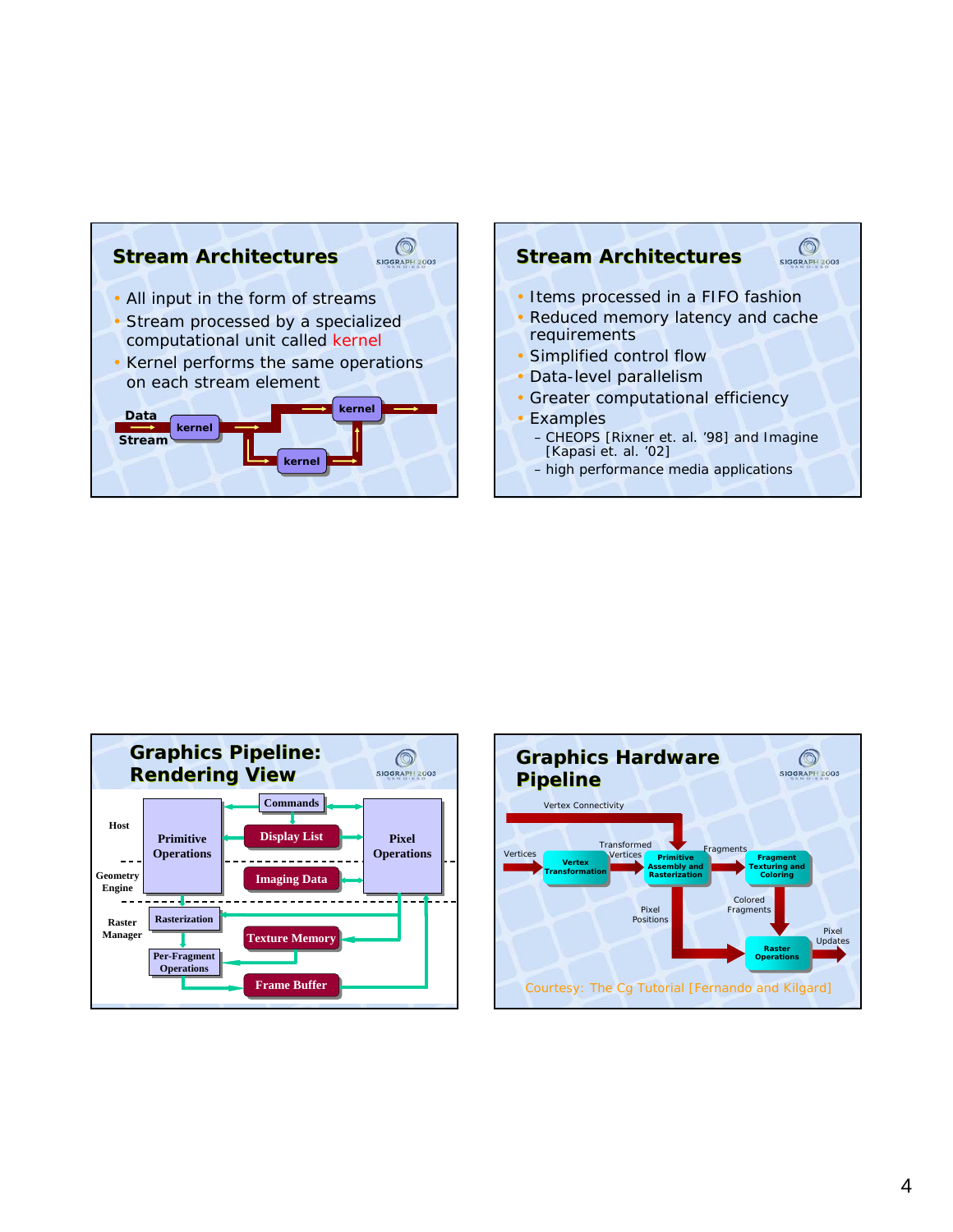## Stream Architectures

- All input in the form of streams
- Stream processed by a specialized computational unit called kernel
- Kernel performs the same operations on each stream element

Data Stream → kernel → kernel → kernel →

## Stream Architectures

- Items processed in a FIFO fashion
- Reduced memory latency and cache requirements
- Simplified control flow
- Data-level parallelism
- Greater computational efficiency
- Examples
  - CHEOPS [Rixner et. al. '98] and Imagine [Kapasi et. al. '02]
  - high performance media applications

## Graphics Pipeline: Rendering View

Host | Geometry Engine | Raster Manager

Primitive Operations — Commands — Display List — Imaging Data — Pixel Operations

Rasterization — Texture Memory — Per-Fragment Operations — Frame Buffer

## Graphics Hardware Pipeline

Vertex Connectivity

Vertices → Vertex Transformation → Transformed Vertices → Primitive Assembly and Rasterization → Fragments → Fragment Texturing and Coloring → Colored Fragments → Raster Operations → Pixel Updates

Pixel Positions → Raster Operations

Courtesy: The Cg Tutorial [Fernando and Kilgard]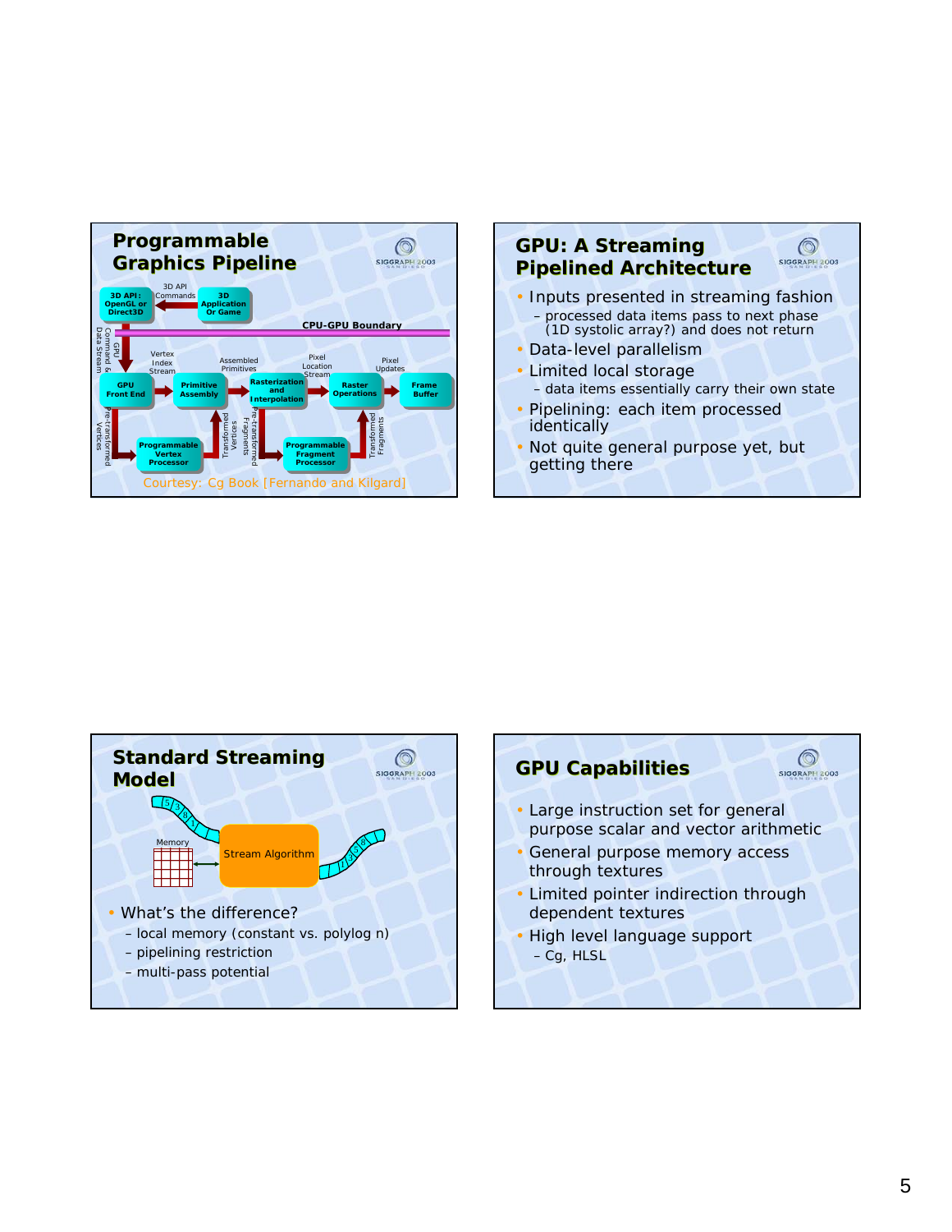## Programmable Graphics Pipeline

3D API: OpenGL or Direct3D — 3D API Commands — 3D Application Or Game

CPU-GPU Boundary

GPU Command & Data Stream

GPU Front End → Vertex Index Stream → Primitive Assembly → Assembled Primitives → Rasterization and Interpolation → Pixel Location Stream → Raster Operations → Pixel Updates → Frame Buffer

Pre-transformed Vertices → Programmable Vertex Processor → Transformed Vertices

Pre-transformed Fragments → Programmable Fragment Processor → Transformed Fragments

Courtesy: Cg Book [Fernando and Kilgard]

## GPU: A Streaming Pipelined Architecture

- Inputs presented in streaming fashion
  - processed data items pass to next phase (1D systolic array?) and does not return
- Data-level parallelism
- Limited local storage
  - data items essentially carry their own state
- Pipelining: each item processed identically
- Not quite general purpose yet, but getting there

## Standard Streaming Model

Memory — Stream Algorithm

- What's the difference?
  - local memory (constant vs. polylog n)
  - pipelining restriction
  - multi-pass potential

## GPU Capabilities

- Large instruction set for general purpose scalar and vector arithmetic
- General purpose memory access through textures
- Limited pointer indirection through dependent textures
- High level language support
  - Cg, HLSL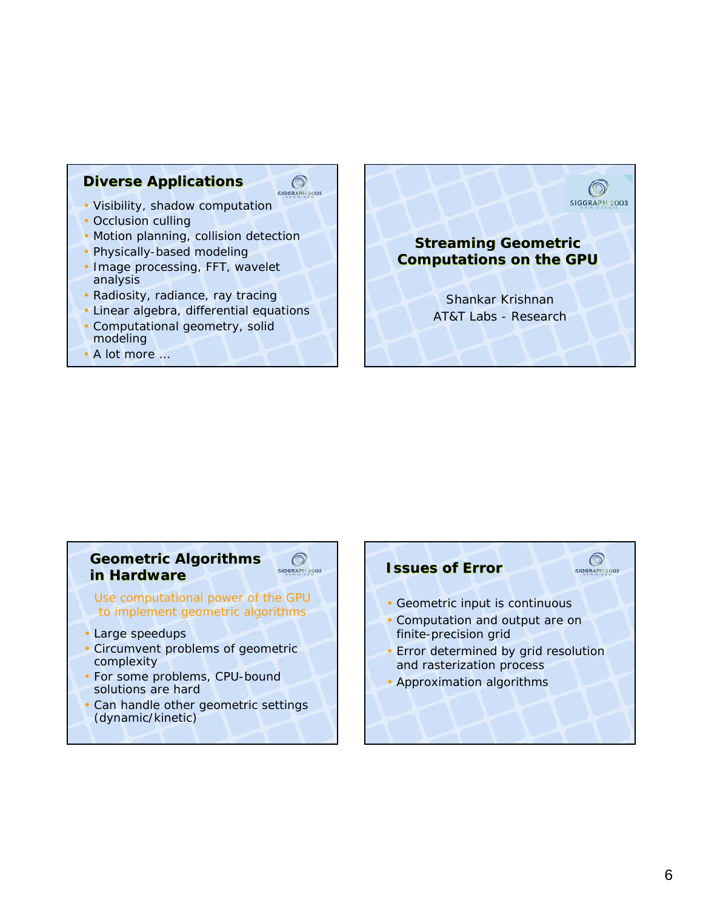## Diverse Applications

- Visibility, shadow computation
- Occlusion culling
- Motion planning, collision detection
- Physically-based modeling
- Image processing, FFT, wavelet analysis
- Radiosity, radiance, ray tracing
- Linear algebra, differential equations
- Computational geometry, solid modeling
- A lot more …

## Streaming Geometric Computations on the GPU

Shankar Krishnan
AT&T Labs - Research

## Geometric Algorithms in Hardware

Use computational power of the GPU to implement geometric algorithms

- Large speedups
- Circumvent problems of geometric complexity
- For some problems, CPU-bound solutions are hard
- Can handle other geometric settings (dynamic/kinetic)

## Issues of Error

- Geometric input is continuous
- Computation and output are on finite-precision grid
- Error determined by grid resolution and rasterization process
- Approximation algorithms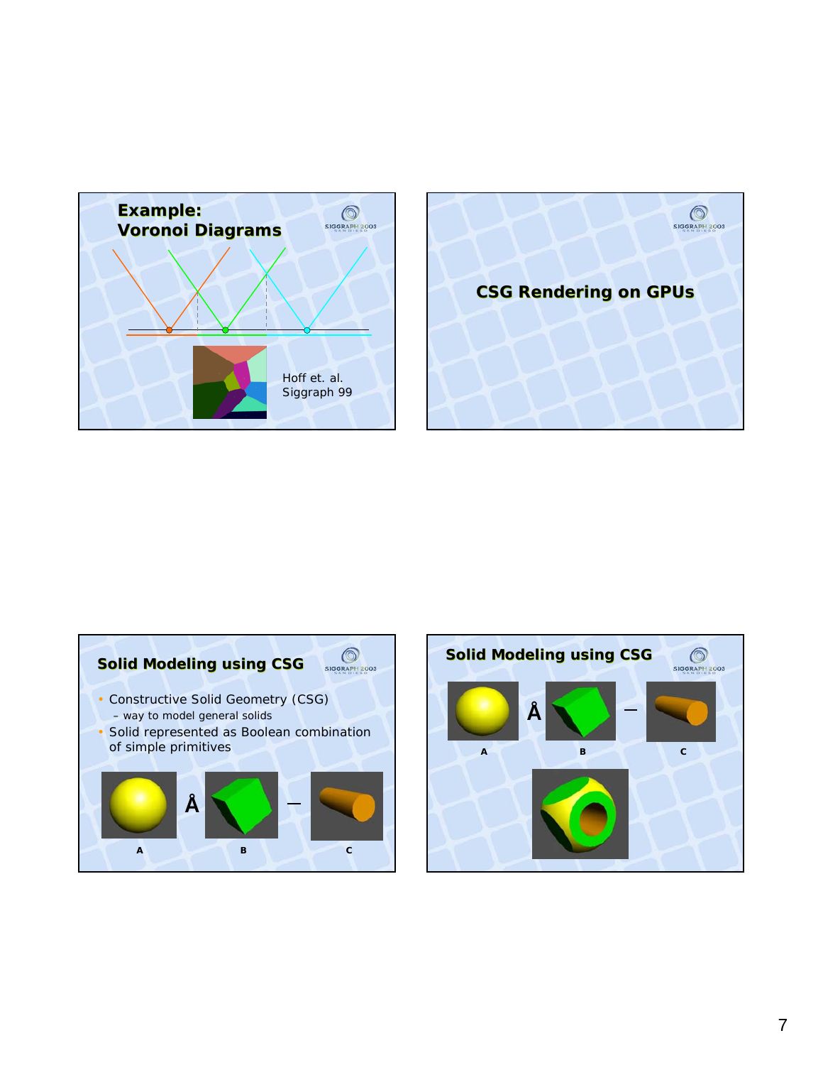## Example: Voronoi Diagrams

Hoff et. al.
Siggraph 99

## CSG Rendering on GPUs

## Solid Modeling using CSG

- Constructive Solid Geometry (CSG)
  - way to model general solids
- Solid represented as Boolean combination of simple primitives

A Å B — C

## Solid Modeling using CSG

A Å B — C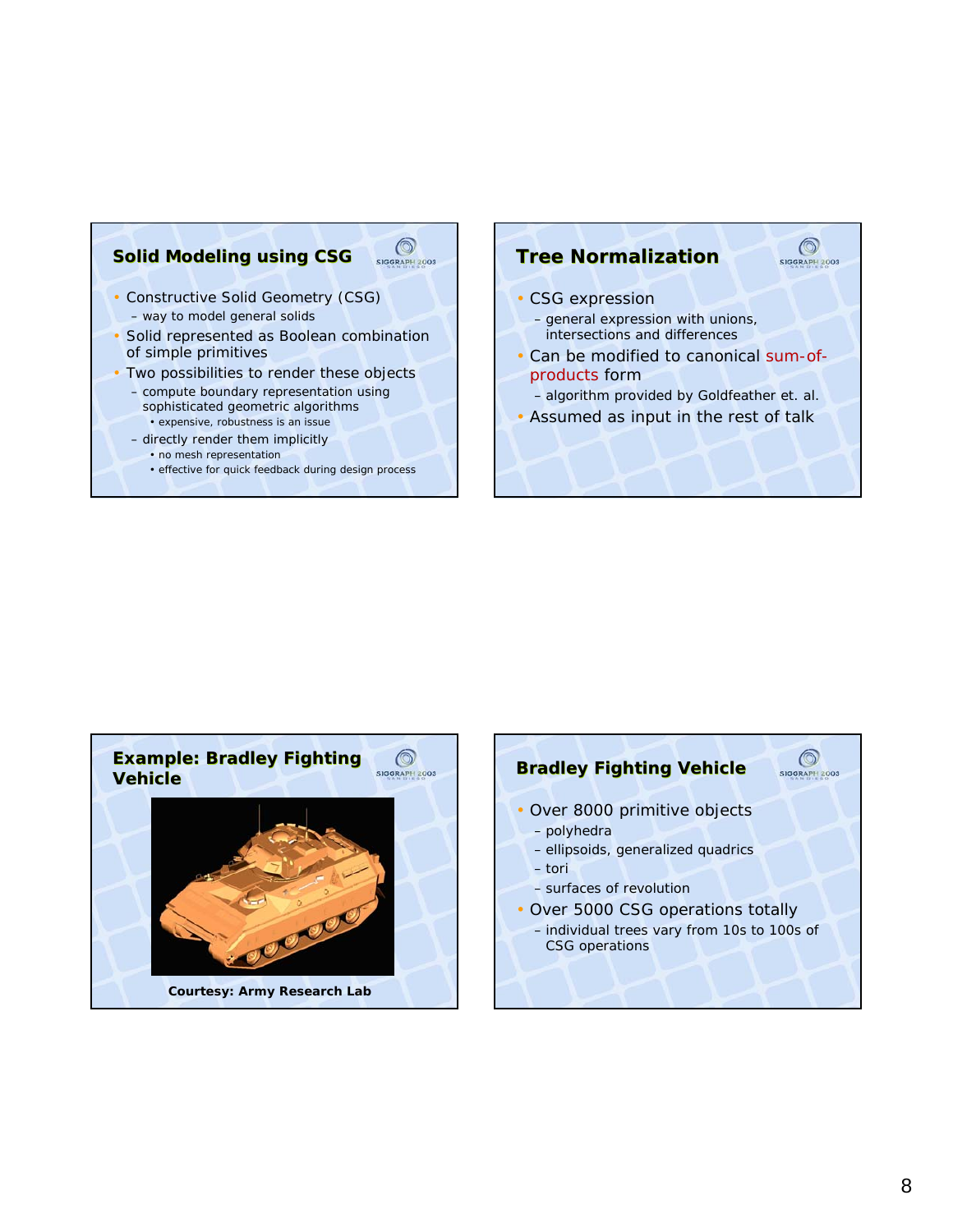## Solid Modeling using CSG

- Constructive Solid Geometry (CSG)
  - way to model general solids
- Solid represented as Boolean combination of simple primitives
- Two possibilities to render these objects
  - compute boundary representation using sophisticated geometric algorithms
    - expensive, robustness is an issue
  - directly render them implicitly
    - no mesh representation
    - effective for quick feedback during design process

## Tree Normalization

- CSG expression
  - general expression with unions, intersections and differences
- Can be modified to canonical sum-of-products form
  - algorithm provided by Goldfeather et. al.
- Assumed as input in the rest of talk

## Example: Bradley Fighting Vehicle

Courtesy: Army Research Lab

## Bradley Fighting Vehicle

- Over 8000 primitive objects
  - polyhedra
  - ellipsoids, generalized quadrics
  - tori
  - surfaces of revolution
- Over 5000 CSG operations totally
  - individual trees vary from 10s to 100s of CSG operations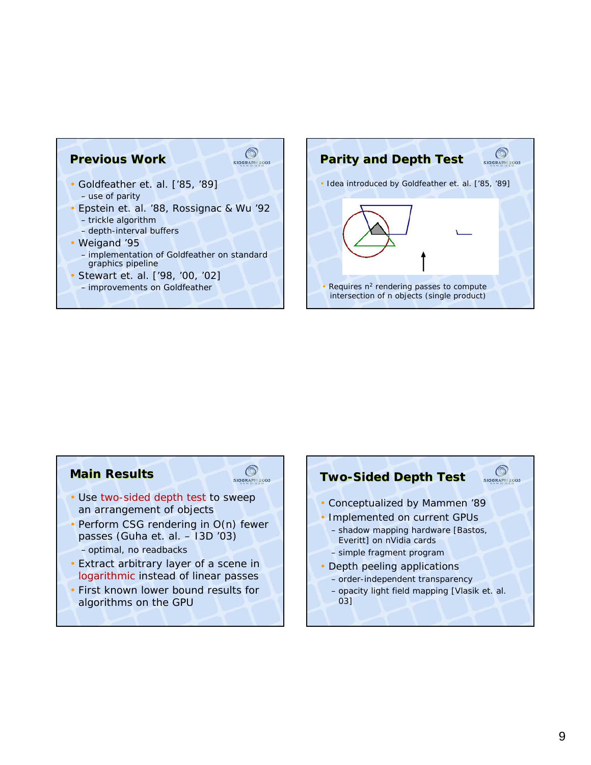## Previous Work

- Goldfeather et. al. ['85, '89]
  - use of parity
- Epstein et. al. '88, Rossignac & Wu '92
  - trickle algorithm
  - depth-interval buffers
- Weigand '95
  - implementation of Goldfeather on standard graphics pipeline
- Stewart et. al. ['98, '00, '02]
  - improvements on Goldfeather

## Parity and Depth Test

- Idea introduced by Goldfeather et. al. ['85, '89]
- Requires $n^2$ rendering passes to compute intersection of n objects (single product)

## Main Results

- Use two-sided depth test to sweep an arrangement of objects
- Perform CSG rendering in O(n) fewer passes (Guha et. al. – I3D '03)
  - optimal, no readbacks
- Extract arbitrary layer of a scene in logarithmic instead of linear passes
- First known lower bound results for algorithms on the GPU

## Two-Sided Depth Test

- Conceptualized by Mammen '89
- Implemented on current GPUs
  - shadow mapping hardware [Bastos, Everitt] on nVidia cards
  - simple fragment program
- Depth peeling applications
  - order-independent transparency
  - opacity light field mapping [Vlasik et. al. 03]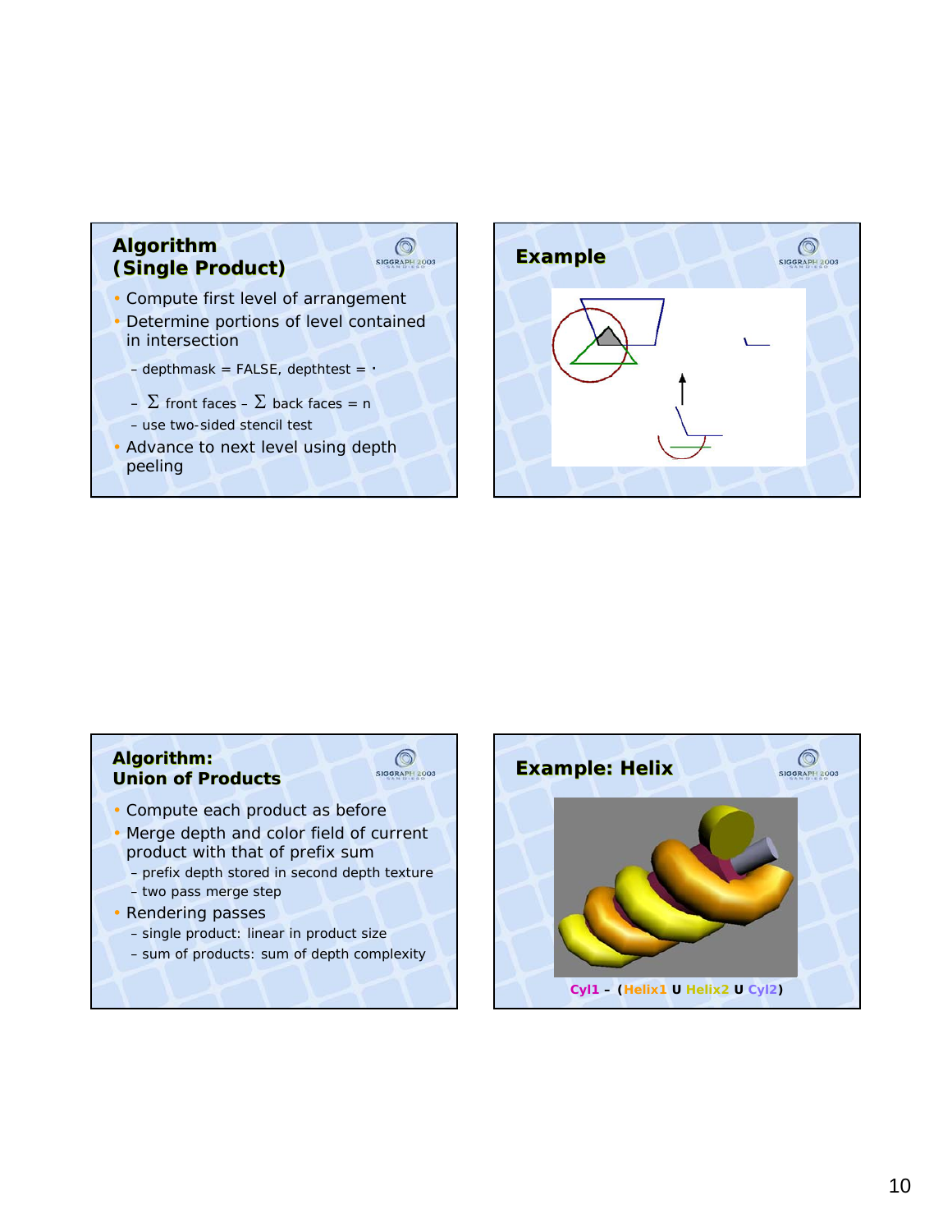## Algorithm (Single Product)

- Compute first level of arrangement
- Determine portions of level contained in intersection
  - depthmask = FALSE, depthtest = ·
  - $\Sigma$ front faces – $\Sigma$ back faces = n
  - use two-sided stencil test
- Advance to next level using depth peeling

## Example

## Algorithm: Union of Products

- Compute each product as before
- Merge depth and color field of current product with that of prefix sum
  - prefix depth stored in second depth texture
  - two pass merge step
- Rendering passes
  - single product: linear in product size
  - sum of products: sum of depth complexity

## Example: Helix

**Cyl1 – (Helix1 U Helix2 U Cyl2)**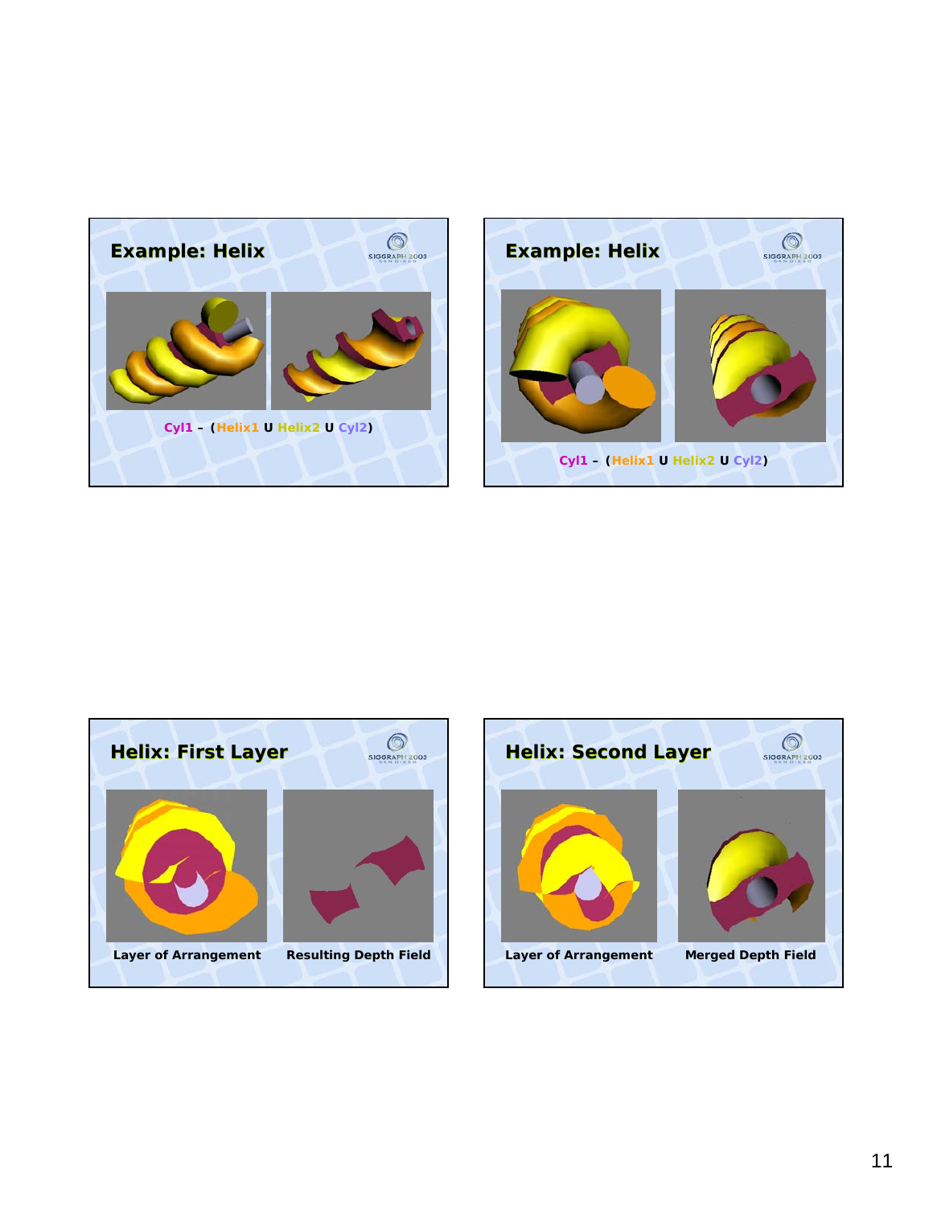## Example: Helix

Cyl1 – (Helix1 U Helix2 U Cyl2)

## Example: Helix

Cyl1 – (Helix1 U Helix2 U Cyl2)

## Helix: First Layer

Layer of Arrangement

Resulting Depth Field

## Helix: Second Layer

Layer of Arrangement

Merged Depth Field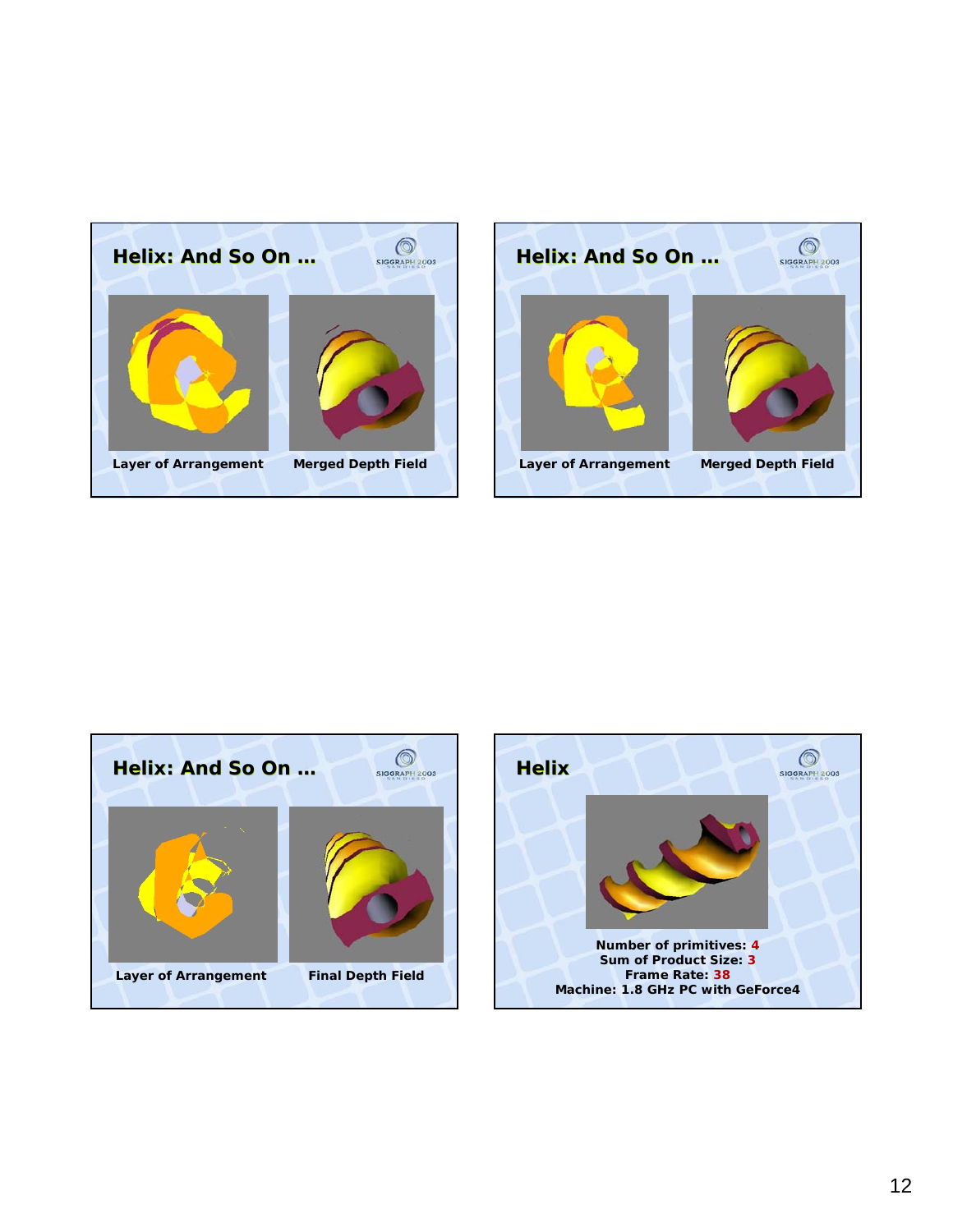## Helix: And So On ...

Layer of Arrangement

Merged Depth Field

## Helix: And So On ...

Layer of Arrangement

Merged Depth Field

## Helix: And So On ...

Layer of Arrangement

Final Depth Field

## Helix

**Number of primitives: 4**
**Sum of Product Size: 3**
**Frame Rate: 38**
**Machine: 1.8 GHz PC with GeForce4**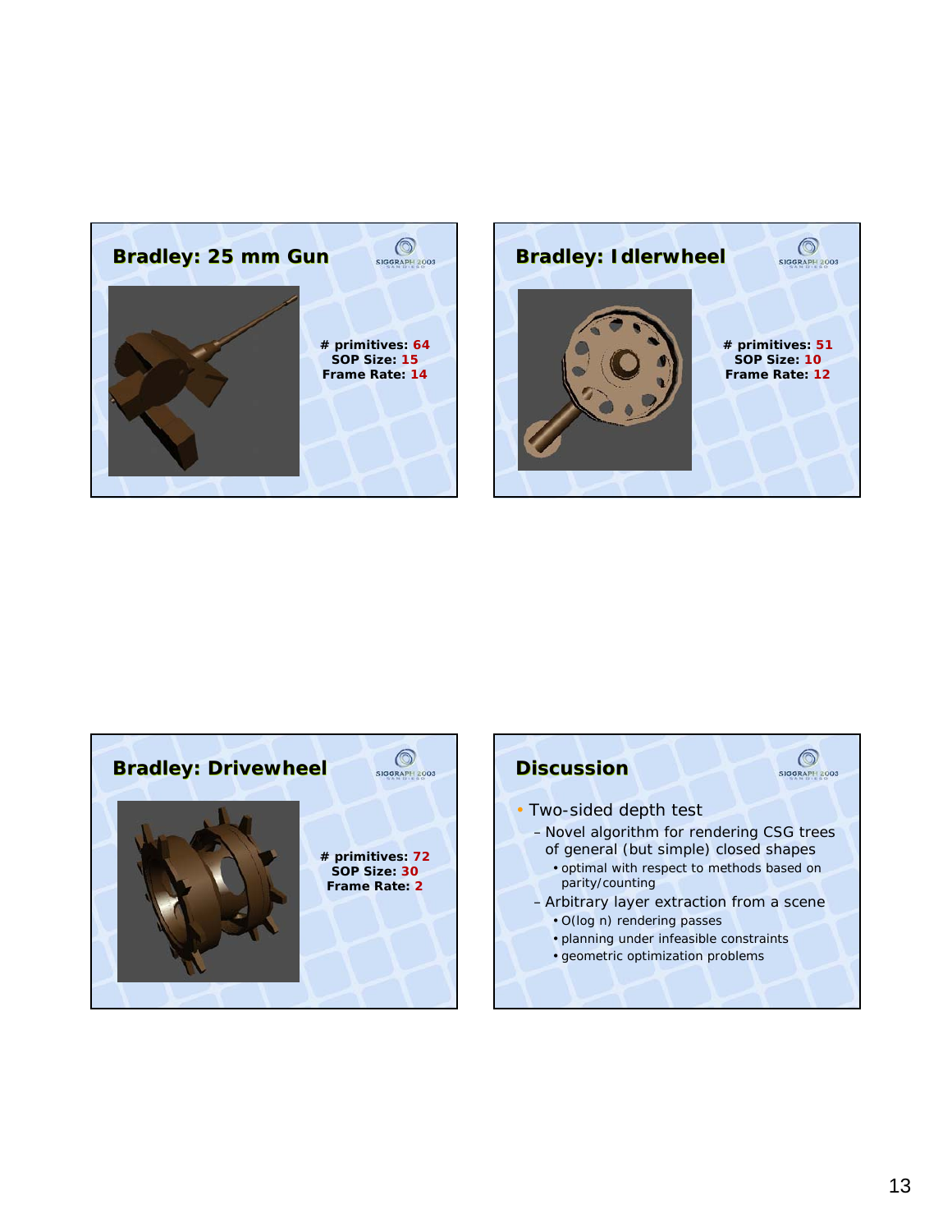## Bradley: 25 mm Gun

**# primitives: 64**
**SOP Size: 15**
**Frame Rate: 14**

## Bradley: Idlerwheel

**# primitives: 51**
**SOP Size: 10**
**Frame Rate: 12**

## Bradley: Drivewheel

**# primitives: 72**
**SOP Size: 30**
**Frame Rate: 2**

## Discussion

- Two-sided depth test
  - Novel algorithm for rendering CSG trees of general (but simple) closed shapes
    - optimal with respect to methods based on parity/counting
  - Arbitrary layer extraction from a scene
    - O(log n) rendering passes
    - planning under infeasible constraints
    - geometric optimization problems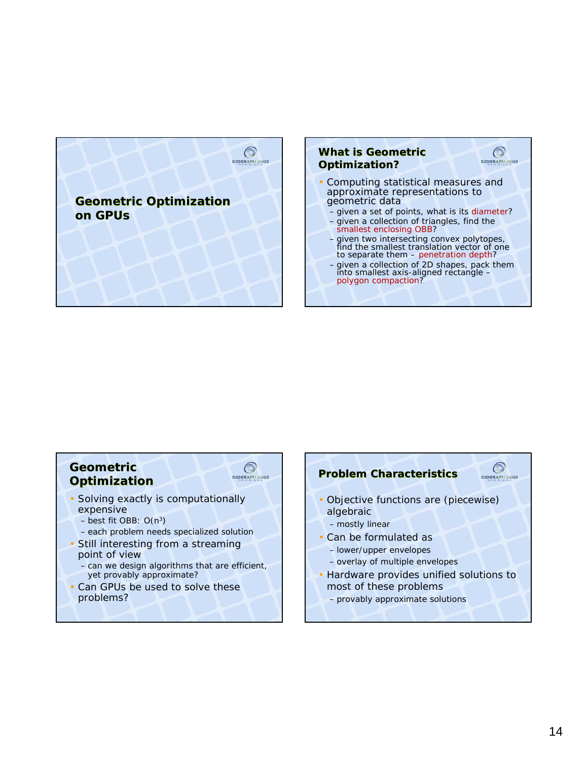# Geometric Optimization on GPUs

## What is Geometric Optimization?

- Computing statistical measures and approximate representations to geometric data
  - given a set of points, what is its diameter?
  - given a collection of triangles, find the smallest enclosing OBB?
  - given two intersecting convex polytopes, find the smallest translation vector of one to separate them – penetration depth?
  - given a collection of 2D shapes, pack them into smallest axis-aligned rectangle – polygon compaction?

## Geometric Optimization

- Solving exactly is computationally expensive
  - best fit OBB: $O(n^3)$
  - each problem needs specialized solution
- Still interesting from a streaming point of view
  - can we design algorithms that are efficient, yet provably approximate?
- Can GPUs be used to solve these problems?

## Problem Characteristics

- Objective functions are (piecewise) algebraic
  - mostly linear
- Can be formulated as
  - lower/upper envelopes
  - overlay of multiple envelopes
- Hardware provides unified solutions to most of these problems
  - provably approximate solutions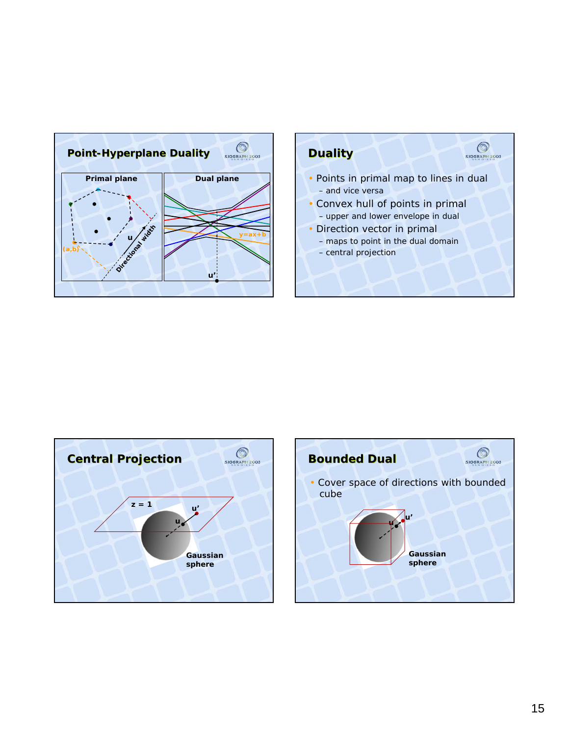## Point-Hyperplane Duality

Primal plane

(a,b)

u

Directional width

Dual plane

y=ax+b

u'

## Duality

- Points in primal map to lines in dual
  - and vice versa
- Convex hull of points in primal
  - upper and lower envelope in dual
- Direction vector in primal
  - maps to point in the dual domain
  - central projection

## Central Projection

z = 1

u'

u

Gaussian sphere

## Bounded Dual

- Cover space of directions with bounded cube

u

u'

Gaussian sphere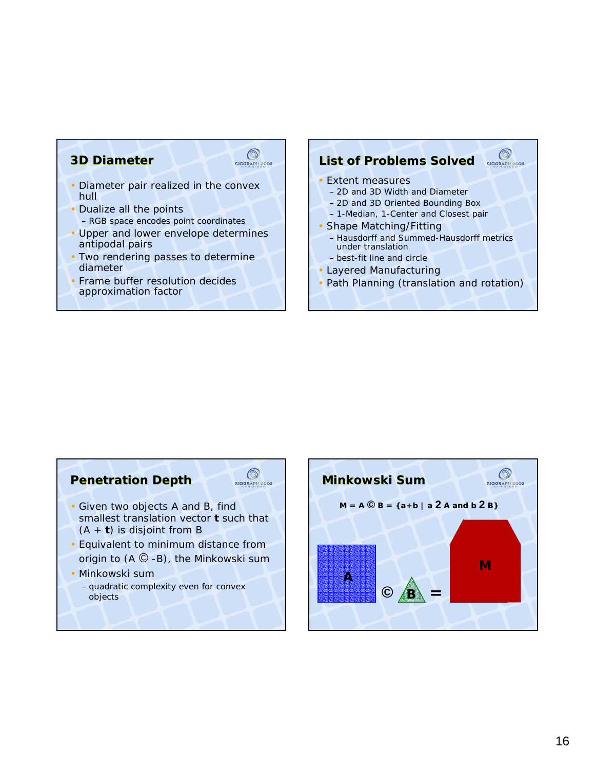## 3D Diameter

- Diameter pair realized in the convex hull
- Dualize all the points
  - RGB space encodes point coordinates
- Upper and lower envelope determines antipodal pairs
- Two rendering passes to determine diameter
- Frame buffer resolution decides approximation factor

## List of Problems Solved

- Extent measures
  - 2D and 3D Width and Diameter
  - 2D and 3D Oriented Bounding Box
  - 1-Median, 1-Center and Closest pair
- Shape Matching/Fitting
  - Hausdorff and Summed-Hausdorff metrics under translation
  - best-fit line and circle
- Layered Manufacturing
- Path Planning (translation and rotation)

## Penetration Depth

- Given two objects A and B, find smallest translation vector **t** such that (A + **t**) is disjoint from B
- Equivalent to minimum distance from origin to (A © -B), the Minkowski sum
- Minkowski sum
  - quadratic complexity even for convex objects

## Minkowski Sum

**M = A © B = {a+b | a 2 A and b 2 B}**

A © B = M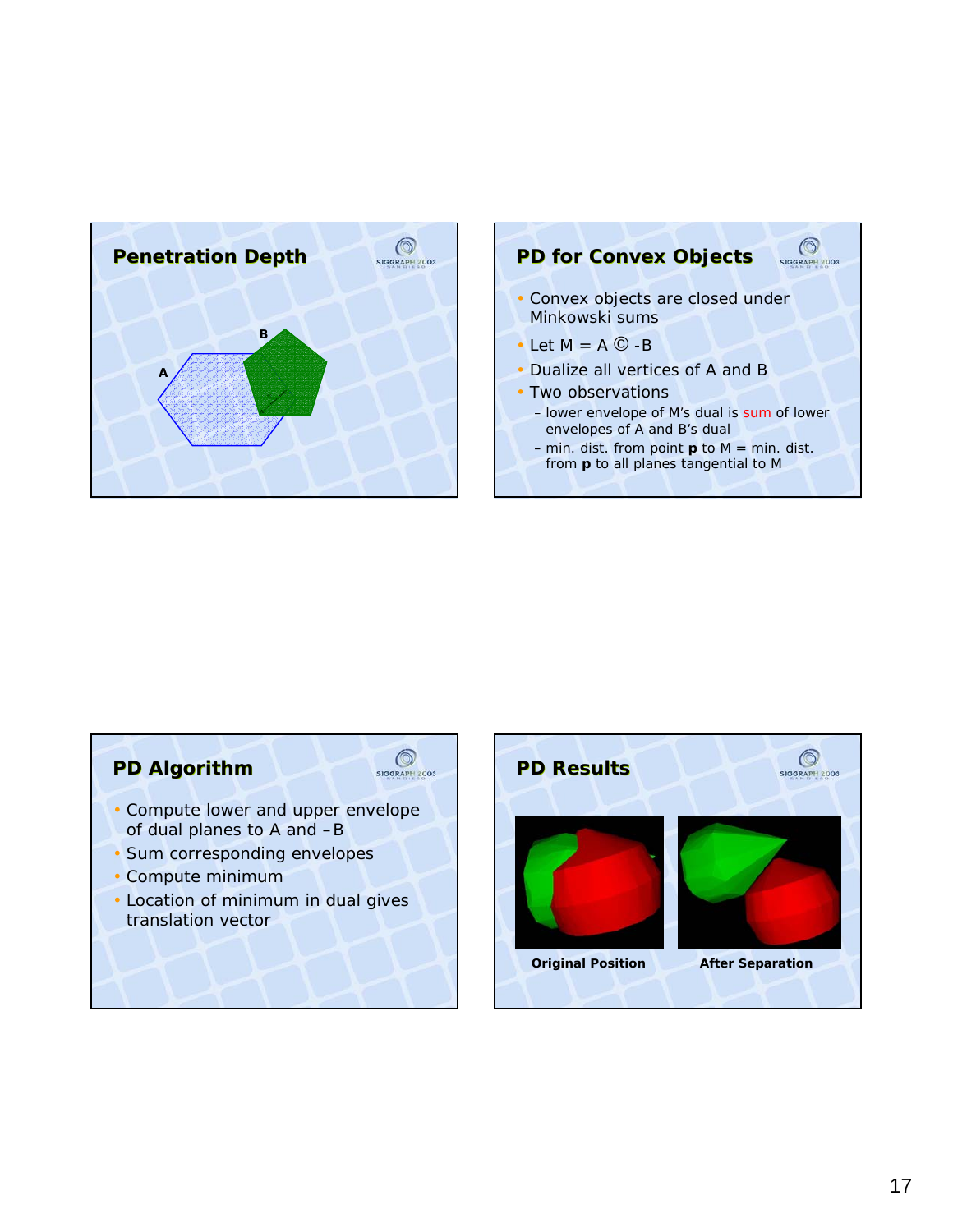## Penetration Depth

A

B

## PD for Convex Objects

- Convex objects are closed under Minkowski sums
- Let M = A © -B
- Dualize all vertices of A and B
- Two observations
  - lower envelope of M's dual is sum of lower envelopes of A and B's dual
  - min. dist. from point **p** to M = min. dist. from **p** to all planes tangential to M

## PD Algorithm

- Compute lower and upper envelope of dual planes to A and –B
- Sum corresponding envelopes
- Compute minimum
- Location of minimum in dual gives translation vector

## PD Results

**Original Position**

**After Separation**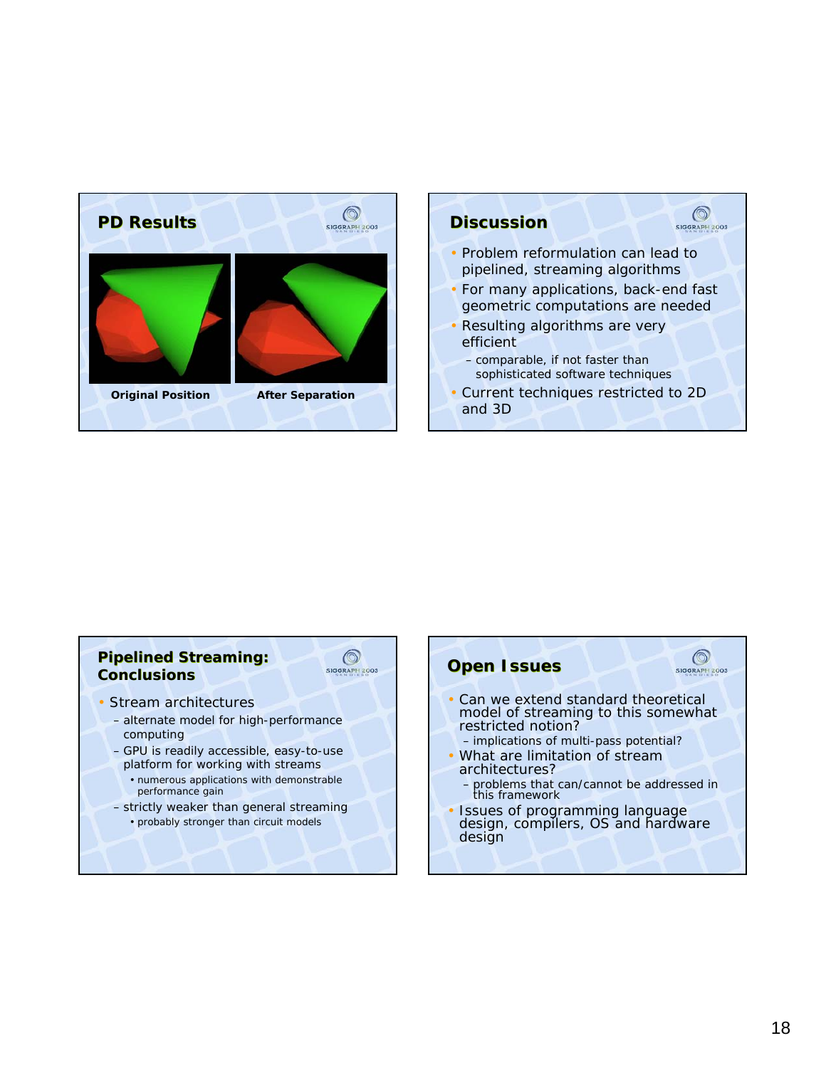## PD Results

Original Position — After Separation

## Discussion

- Problem reformulation can lead to pipelined, streaming algorithms
- For many applications, back-end fast geometric computations are needed
- Resulting algorithms are very efficient
  - comparable, if not faster than sophisticated software techniques
- Current techniques restricted to 2D and 3D

## Pipelined Streaming: Conclusions

- Stream architectures
  - alternate model for high-performance computing
  - GPU is readily accessible, easy-to-use platform for working with streams
    - numerous applications with demonstrable performance gain
  - strictly weaker than general streaming
    - probably stronger than circuit models

## Open Issues

- Can we extend standard theoretical model of streaming to this somewhat restricted notion?
  - implications of multi-pass potential?
- What are limitation of stream architectures?
  - problems that can/cannot be addressed in this framework
- Issues of programming language design, compilers, OS and hardware design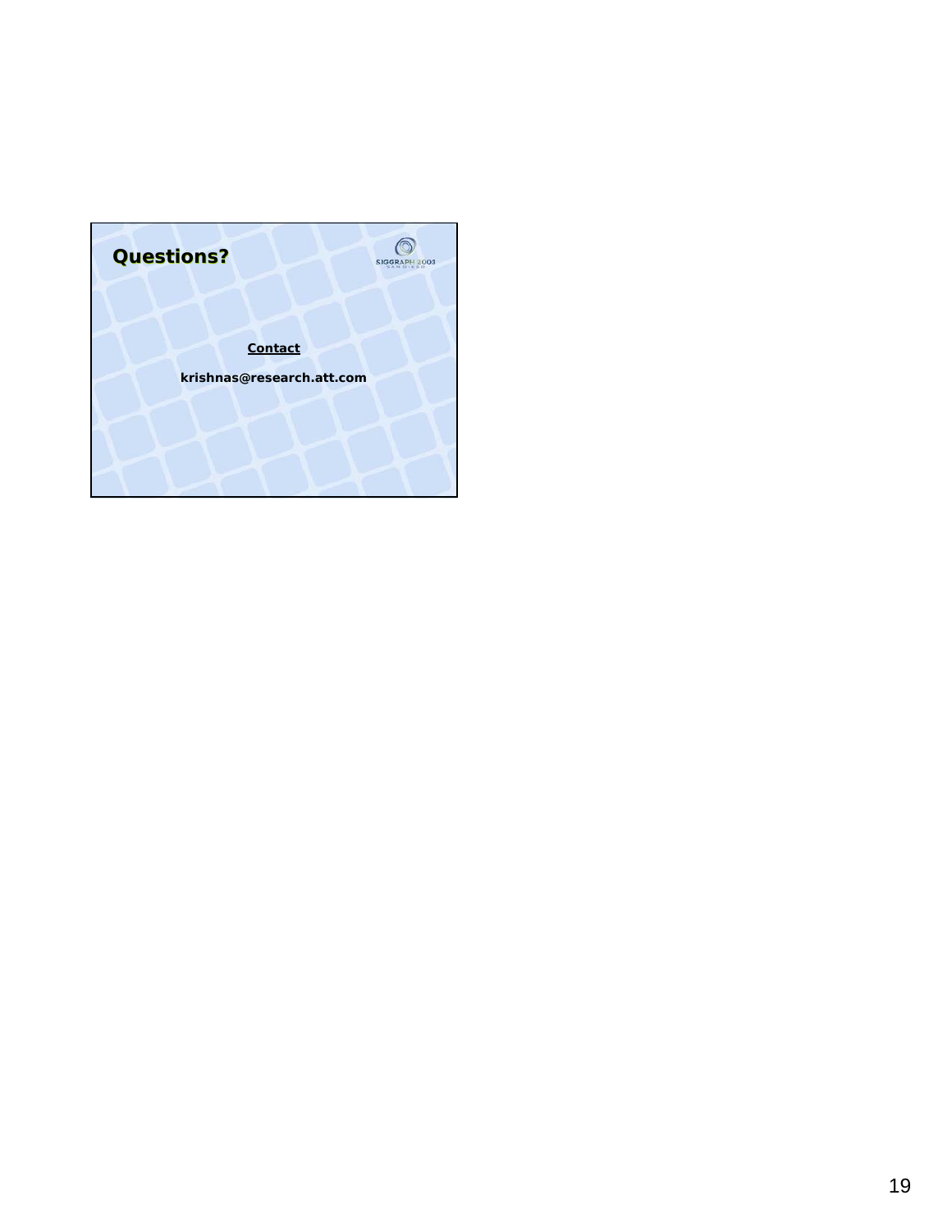## Questions?

SIGGRAPH 2003

**Contact**

**krishnas@research.att.com**